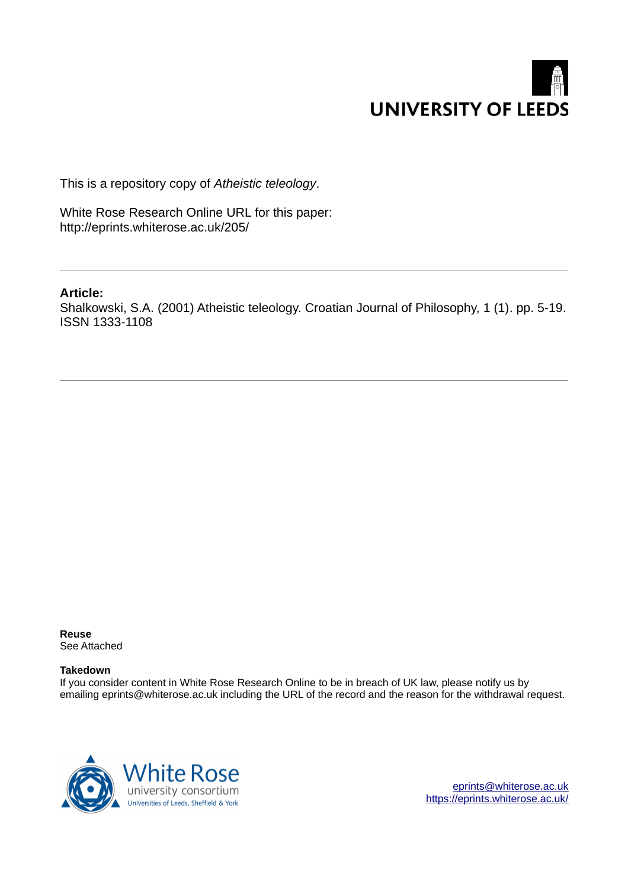UNIVERSITY OF LEEDS

This is a repository copy of *Atheistic teleology*.

White Rose Research Online URL for this paper:
http://eprints.whiterose.ac.uk/205/

---

**Article:**
Shalkowski, S.A. (2001) Atheistic teleology. Croatian Journal of Philosophy, 1 (1). pp. 5-19. ISSN 1333-1108

---

**Reuse**
See Attached

**Takedown**
If you consider content in White Rose Research Online to be in breach of UK law, please notify us by emailing eprints@whiterose.ac.uk including the URL of the record and the reason for the withdrawal request.

White Rose
university consortium
Universities of Leeds, Sheffield & York

eprints@whiterose.ac.uk
https://eprints.whiterose.ac.uk/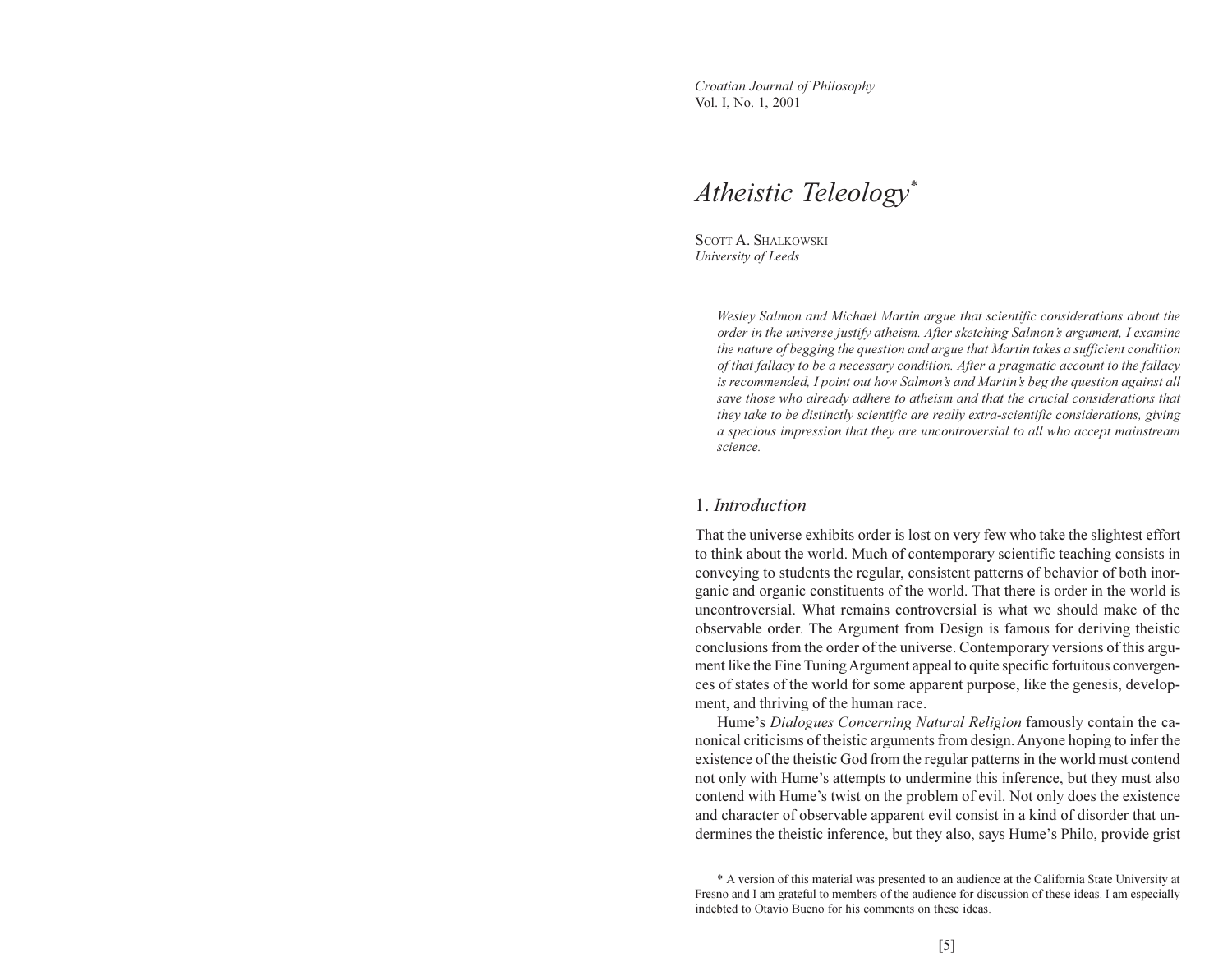# *Atheistic Teleology*[*]

SCOTT A. SHALKOWSKI
*University of Leeds*

> *Wesley Salmon and Michael Martin argue that scientific considerations about the order in the universe justify atheism. After sketching Salmon's argument, I examine the nature of begging the question and argue that Martin takes a sufficient condition of that fallacy to be a necessary condition. After a pragmatic account to the fallacy is recommended, I point out how Salmon's and Martin's beg the question against all save those who already adhere to atheism and that the crucial considerations that they take to be distinctly scientific are really extra-scientific considerations, giving a specious impression that they are uncontroversial to all who accept mainstream science.*

## 1. *Introduction*

That the universe exhibits order is lost on very few who take the slightest effort to think about the world. Much of contemporary scientific teaching consists in conveying to students the regular, consistent patterns of behavior of both inorganic and organic constituents of the world. That there is order in the world is uncontroversial. What remains controversial is what we should make of the observable order. The Argument from Design is famous for deriving theistic conclusions from the order of the universe. Contemporary versions of this argument like the Fine Tuning Argument appeal to quite specific fortuitous convergences of states of the world for some apparent purpose, like the genesis, development, and thriving of the human race.

Hume's *Dialogues Concerning Natural Religion* famously contain the canonical criticisms of theistic arguments from design. Anyone hoping to infer the existence of the theistic God from the regular patterns in the world must contend not only with Hume's attempts to undermine this inference, but they must also contend with Hume's twist on the problem of evil. Not only does the existence and character of observable apparent evil consist in a kind of disorder that undermines the theistic inference, but they also, says Hume's Philo, provide grist

[*] A version of this material was presented to an audience at the California State University at Fresno and I am grateful to members of the audience for discussion of these ideas. I am especially indebted to Otavio Bueno for his comments on these ideas.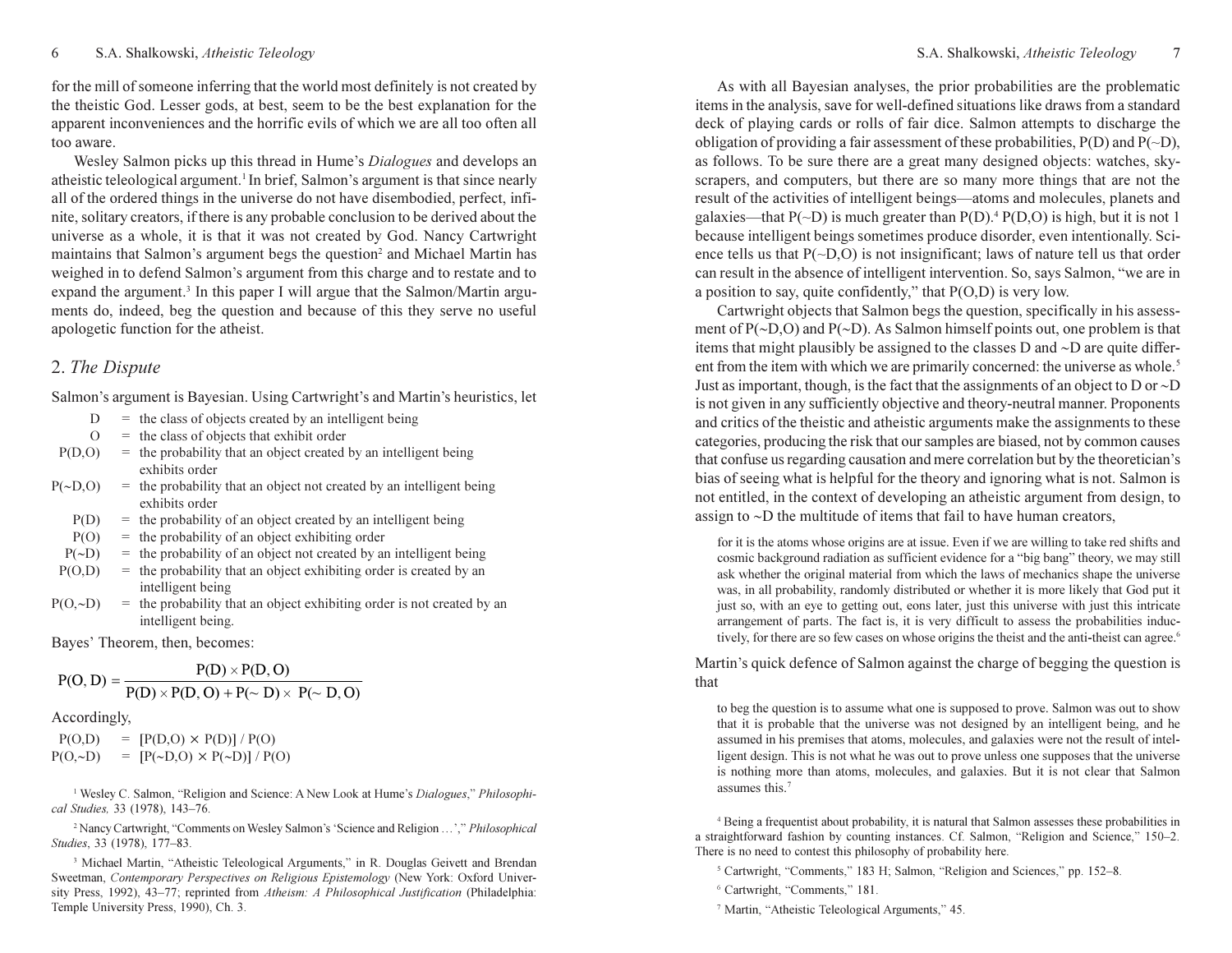for the mill of someone inferring that the world most definitely is not created by the theistic God. Lesser gods, at best, seem to be the best explanation for the apparent inconveniences and the horrific evils of which we are all too often all too aware.

Wesley Salmon picks up this thread in Hume's *Dialogues* and develops an atheistic teleological argument.[1] In brief, Salmon's argument is that since nearly all of the ordered things in the universe do not have disembodied, perfect, infinite, solitary creators, if there is any probable conclusion to be derived about the universe as a whole, it is that it was not created by God. Nancy Cartwright maintains that Salmon's argument begs the question[2] and Michael Martin has weighed in to defend Salmon's argument from this charge and to restate and to expand the argument.[3] In this paper I will argue that the Salmon/Martin arguments do, indeed, beg the question and because of this they serve no useful apologetic function for the atheist.

## 2. *The Dispute*

Salmon's argument is Bayesian. Using Cartwright's and Martin's heuristics, let

- D = the class of objects created by an intelligent being
- O = the class of objects that exhibit order
- P(D,O) = the probability that an object created by an intelligent being exhibits order
- P(~D,O) = the probability that an object not created by an intelligent being exhibits order
- P(D) = the probability of an object created by an intelligent being
- P(O) = the probability of an object exhibiting order
- P(~D) = the probability of an object not created by an intelligent being
- P(O,D) = the probability that an object exhibiting order is created by an intelligent being
- P(O,~D) = the probability that an object exhibiting order is not created by an intelligent being.

Bayes' Theorem, then, becomes:

$$P(O, D) = \frac{P(D) \times P(D, O)}{P(D) \times P(D, O) + P(\sim D) \times P(\sim D, O)}$$

Accordingly,

$$P(O,D) = [P(D,O) \times P(D)] / P(O)$$
$$P(O,\sim D) = [P(\sim D,O) \times P(\sim D)] / P(O)$$

As with all Bayesian analyses, the prior probabilities are the problematic items in the analysis, save for well-defined situations like draws from a standard deck of playing cards or rolls of fair dice. Salmon attempts to discharge the obligation of providing a fair assessment of these probabilities, P(D) and P(~D), as follows. To be sure there are a great many designed objects: watches, skyscrapers, and computers, but there are so many more things that are not the result of the activities of intelligent beings—atoms and molecules, planets and galaxies—that P(~D) is much greater than P(D).[4] P(D,O) is high, but it is not 1 because intelligent beings sometimes produce disorder, even intentionally. Science tells us that P(~D,O) is not insignificant; laws of nature tell us that order can result in the absence of intelligent intervention. So, says Salmon, "we are in a position to say, quite confidently," that P(O,D) is very low.

Cartwright objects that Salmon begs the question, specifically in his assessment of P(~D,O) and P(~D). As Salmon himself points out, one problem is that items that might plausibly be assigned to the classes D and ~D are quite different from the item with which we are primarily concerned: the universe as whole.[5] Just as important, though, is the fact that the assignments of an object to D or ~D is not given in any sufficiently objective and theory-neutral manner. Proponents and critics of the theistic and atheistic arguments make the assignments to these categories, producing the risk that our samples are biased, not by common causes that confuse us regarding causation and mere correlation but by the theoretician's bias of seeing what is helpful for the theory and ignoring what is not. Salmon is not entitled, in the context of developing an atheistic argument from design, to assign to ~D the multitude of items that fail to have human creators,

> for it is the atoms whose origins are at issue. Even if we are willing to take red shifts and cosmic background radiation as sufficient evidence for a "big bang" theory, we may still ask whether the original material from which the laws of mechanics shape the universe was, in all probability, randomly distributed or whether it is more likely that God put it just so, with an eye to getting out, eons later, just this universe with just this intricate arrangement of parts. The fact is, it is very difficult to assess the probabilities inductively, for there are so few cases on whose origins the theist and the anti-theist can agree.[6]

Martin's quick defence of Salmon against the charge of begging the question is that

> to beg the question is to assume what one is supposed to prove. Salmon was out to show that it is probable that the universe was not designed by an intelligent being, and he assumed in his premises that atoms, molecules, and galaxies were not the result of intelligent design. This is not what he was out to prove unless one supposes that the universe is nothing more than atoms, molecules, and galaxies. But it is not clear that Salmon assumes this.[7]

---

[1] Wesley C. Salmon, "Religion and Science: A New Look at Hume's *Dialogues*," *Philosophical Studies,* 33 (1978), 143–76.

[2] Nancy Cartwright, "Comments on Wesley Salmon's 'Science and Religion …'," *Philosophical Studies*, 33 (1978), 177–83.

[3] Michael Martin, "Atheistic Teleological Arguments," in R. Douglas Geivett and Brendan Sweetman, *Contemporary Perspectives on Religious Epistemology* (New York: Oxford University Press, 1992), 43–77; reprinted from *Atheism: A Philosophical Justification* (Philadelphia: Temple University Press, 1990), Ch. 3.

[4] Being a frequentist about probability, it is natural that Salmon assesses these probabilities in a straightforward fashion by counting instances. Cf. Salmon, "Religion and Science," 150–2. There is no need to contest this philosophy of probability here.

[5] Cartwright, "Comments," 183 H; Salmon, "Religion and Sciences," pp. 152–8.

[6] Cartwright, "Comments," 181.

[7] Martin, "Atheistic Teleological Arguments," 45.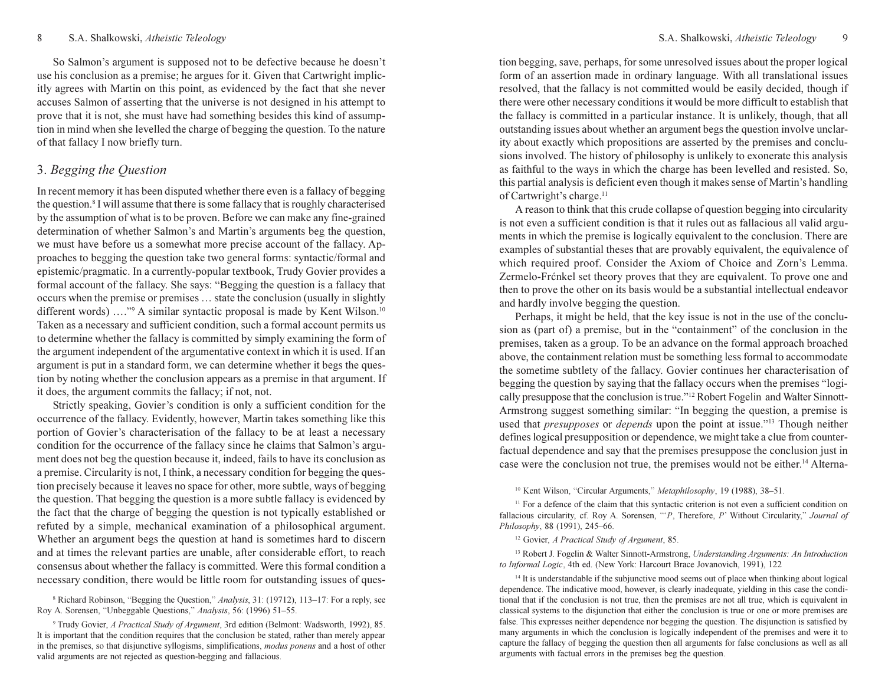So Salmon's argument is supposed not to be defective because he doesn't use his conclusion as a premise; he argues for it. Given that Cartwright implicitly agrees with Martin on this point, as evidenced by the fact that she never accuses Salmon of asserting that the universe is not designed in his attempt to prove that it is not, she must have had something besides this kind of assumption in mind when she levelled the charge of begging the question. To the nature of that fallacy I now briefly turn.

## 3. *Begging the Question*

In recent memory it has been disputed whether there even is a fallacy of begging the question.[8] I will assume that there is some fallacy that is roughly characterised by the assumption of what is to be proven. Before we can make any fine-grained determination of whether Salmon's and Martin's arguments beg the question, we must have before us a somewhat more precise account of the fallacy. Approaches to begging the question take two general forms: syntactic/formal and epistemic/pragmatic. In a currently-popular textbook, Trudy Govier provides a formal account of the fallacy. She says: "Begging the question is a fallacy that occurs when the premise or premises … state the conclusion (usually in slightly different words) …."[9] A similar syntactic proposal is made by Kent Wilson.[10] Taken as a necessary and sufficient condition, such a formal account permits us to determine whether the fallacy is committed by simply examining the form of the argument independent of the argumentative context in which it is used. If an argument is put in a standard form, we can determine whether it begs the question by noting whether the conclusion appears as a premise in that argument. If it does, the argument commits the fallacy; if not, not.

Strictly speaking, Govier's condition is only a sufficient condition for the occurrence of the fallacy. Evidently, however, Martin takes something like this portion of Govier's characterisation of the fallacy to be at least a necessary condition for the occurrence of the fallacy since he claims that Salmon's argument does not beg the question because it, indeed, fails to have its conclusion as a premise. Circularity is not, I think, a necessary condition for begging the question precisely because it leaves no space for other, more subtle, ways of begging the question. That begging the question is a more subtle fallacy is evidenced by the fact that the charge of begging the question is not typically established or refuted by a simple, mechanical examination of a philosophical argument. Whether an argument begs the question at hand is sometimes hard to discern and at times the relevant parties are unable, after considerable effort, to reach consensus about whether the fallacy is committed. Were this formal condition a necessary condition, there would be little room for outstanding issues of question begging, save, perhaps, for some unresolved issues about the proper logical form of an assertion made in ordinary language. With all translational issues resolved, that the fallacy is not committed would be easily decided, though if there were other necessary conditions it would be more difficult to establish that the fallacy is committed in a particular instance. It is unlikely, though, that all outstanding issues about whether an argument begs the question involve unclarity about exactly which propositions are asserted by the premises and conclusions involved. The history of philosophy is unlikely to exonerate this analysis as faithful to the ways in which the charge has been levelled and resisted. So, this partial analysis is deficient even though it makes sense of Martin's handling of Cartwright's charge.[11]

A reason to think that this crude collapse of question begging into circularity is not even a sufficient condition is that it rules out as fallacious all valid arguments in which the premise is logically equivalent to the conclusion. There are examples of substantial theses that are provably equivalent, the equivalence of which required proof. Consider the Axiom of Choice and Zorn's Lemma. Zermelo-Frénkel set theory proves that they are equivalent. To prove one and then to prove the other on its basis would be a substantial intellectual endeavor and hardly involve begging the question.

Perhaps, it might be held, that the key issue is not in the use of the conclusion as (part of) a premise, but in the "containment" of the conclusion in the premises, taken as a group. To be an advance on the formal approach broached above, the containment relation must be something less formal to accommodate the sometime subtlety of the fallacy. Govier continues her characterisation of begging the question by saying that the fallacy occurs when the premises "logically presuppose that the conclusion is true."[12] Robert Fogelin and Walter Sinnott-Armstrong suggest something similar: "In begging the question, a premise is used that *presupposes* or *depends* upon the point at issue."[13] Though neither defines logical presupposition or dependence, we might take a clue from counterfactual dependence and say that the premises presuppose the conclusion just in case were the conclusion not true, the premises would not be either.[14] Alterna-

[8] Richard Robinson, "Begging the Question," *Analysis*, 31: (19712), 113–17: For a reply, see Roy A. Sorensen, "Unbeggable Questions," *Analysis*, 56: (1996) 51–55.

[9] Trudy Govier, *A Practical Study of Argument*, 3rd edition (Belmont: Wadsworth, 1992), 85. It is important that the condition requires that the conclusion be stated, rather than merely appear in the premises, so that disjunctive syllogisms, simplifications, *modus ponens* and a host of other valid arguments are not rejected as question-begging and fallacious.

[10] Kent Wilson, "Circular Arguments," *Metaphilosophy*, 19 (1988), 38–51.

[11] For a defence of the claim that this syntactic criterion is not even a sufficient condition on fallacious circularity, cf. Roy A. Sorensen, "'*P*, Therefore, *P*' Without Circularity," *Journal of Philosophy*, 88 (1991), 245–66.

[12] Govier, *A Practical Study of Argument*, 85.

[13] Robert J. Fogelin & Walter Sinnott-Armstrong, *Understanding Arguments: An Introduction to Informal Logic*, 4th ed. (New York: Harcourt Brace Jovanovich, 1991), 122

[14] It is understandable if the subjunctive mood seems out of place when thinking about logical dependence. The indicative mood, however, is clearly inadequate, yielding in this case the conditional that if the conclusion is not true, then the premises are not all true, which is equivalent in classical systems to the disjunction that either the conclusion is true or one or more premises are false. This expresses neither dependence nor begging the question. The disjunction is satisfied by many arguments in which the conclusion is logically independent of the premises and were it to capture the fallacy of begging the question then all arguments for false conclusions as well as all arguments with factual errors in the premises beg the question.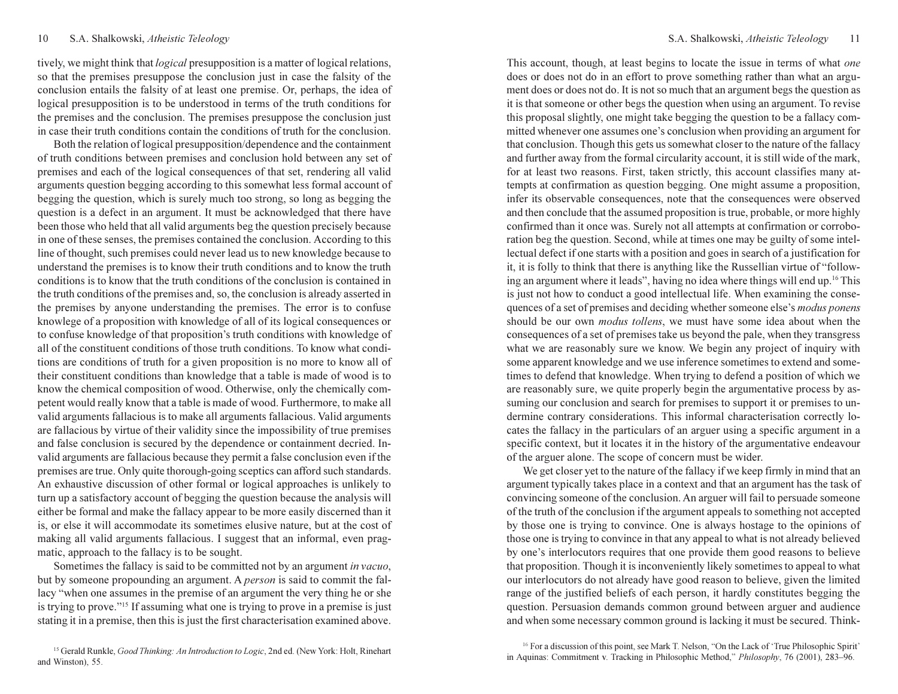tively, we might think that *logical* presupposition is a matter of logical relations, so that the premises presuppose the conclusion just in case the falsity of the conclusion entails the falsity of at least one premise. Or, perhaps, the idea of logical presupposition is to be understood in terms of the truth conditions for the premises and the conclusion. The premises presuppose the conclusion just in case their truth conditions contain the conditions of truth for the conclusion.

Both the relation of logical presupposition/dependence and the containment of truth conditions between premises and conclusion hold between any set of premises and each of the logical consequences of that set, rendering all valid arguments question begging according to this somewhat less formal account of begging the question, which is surely much too strong, so long as begging the question is a defect in an argument. It must be acknowledged that there have been those who held that all valid arguments beg the question precisely because in one of these senses, the premises contained the conclusion. According to this line of thought, such premises could never lead us to new knowledge because to understand the premises is to know their truth conditions and to know the truth conditions is to know that the truth conditions of the conclusion is contained in the truth conditions of the premises and, so, the conclusion is already asserted in the premises by anyone understanding the premises. The error is to confuse knowlege of a proposition with knowledge of all of its logical consequences or to confuse knowledge of that proposition's truth conditions with knowledge of all of the constituent conditions of those truth conditions. To know what conditions are conditions of truth for a given proposition is no more to know all of their constituent conditions than knowledge that a table is made of wood is to know the chemical composition of wood. Otherwise, only the chemically competent would really know that a table is made of wood. Furthermore, to make all valid arguments fallacious is to make all arguments fallacious. Valid arguments are fallacious by virtue of their validity since the impossibility of true premises and false conclusion is secured by the dependence or containment decried. Invalid arguments are fallacious because they permit a false conclusion even if the premises are true. Only quite thorough-going sceptics can afford such standards. An exhaustive discussion of other formal or logical approaches is unlikely to turn up a satisfactory account of begging the question because the analysis will either be formal and make the fallacy appear to be more easily discerned than it is, or else it will accommodate its sometimes elusive nature, but at the cost of making all valid arguments fallacious. I suggest that an informal, even pragmatic, approach to the fallacy is to be sought.

Sometimes the fallacy is said to be committed not by an argument *in vacuo*, but by someone propounding an argument. A *person* is said to commit the fallacy "when one assumes in the premise of an argument the very thing he or she is trying to prove."[15] If assuming what one is trying to prove in a premise is just stating it in a premise, then this is just the first characterisation examined above.

[15] Gerald Runkle, *Good Thinking: An Introduction to Logic*, 2nd ed. (New York: Holt, Rinehart and Winston), 55.

This account, though, at least begins to locate the issue in terms of what *one* does or does not do in an effort to prove something rather than what an argument does or does not do. It is not so much that an argument begs the question as it is that someone or other begs the question when using an argument. To revise this proposal slightly, one might take begging the question to be a fallacy committed whenever one assumes one's conclusion when providing an argument for that conclusion. Though this gets us somewhat closer to the nature of the fallacy and further away from the formal circularity account, it is still wide of the mark, for at least two reasons. First, taken strictly, this account classifies many attempts at confirmation as question begging. One might assume a proposition, infer its observable consequences, note that the consequences were observed and then conclude that the assumed proposition is true, probable, or more highly confirmed than it once was. Surely not all attempts at confirmation or corroboration beg the question. Second, while at times one may be guilty of some intellectual defect if one starts with a position and goes in search of a justification for it, it is folly to think that there is anything like the Russellian virtue of "following an argument where it leads", having no idea where things will end up.[16] This is just not how to conduct a good intellectual life. When examining the consequences of a set of premises and deciding whether someone else's *modus ponens* should be our own *modus tollens*, we must have some idea about when the consequences of a set of premises take us beyond the pale, when they transgress what we are reasonably sure we know. We begin any project of inquiry with some apparent knowledge and we use inference sometimes to extend and sometimes to defend that knowledge. When trying to defend a position of which we are reasonably sure, we quite properly begin the argumentative process by assuming our conclusion and search for premises to support it or premises to undermine contrary considerations. This informal characterisation correctly locates the fallacy in the particulars of an arguer using a specific argument in a specific context, but it locates it in the history of the argumentative endeavour of the arguer alone. The scope of concern must be wider.

We get closer yet to the nature of the fallacy if we keep firmly in mind that an argument typically takes place in a context and that an argument has the task of convincing someone of the conclusion. An arguer will fail to persuade someone of the truth of the conclusion if the argument appeals to something not accepted by those one is trying to convince. One is always hostage to the opinions of those one is trying to convince in that any appeal to what is not already believed by one's interlocutors requires that one provide them good reasons to believe that proposition. Though it is inconveniently likely sometimes to appeal to what our interlocutors do not already have good reason to believe, given the limited range of the justified beliefs of each person, it hardly constitutes begging the question. Persuasion demands common ground between arguer and audience and when some necessary common ground is lacking it must be secured. Think-

[16] For a discussion of this point, see Mark T. Nelson, "On the Lack of 'True Philosophic Spirit' in Aquinas: Commitment v. Tracking in Philosophic Method," *Philosophy*, 76 (2001), 283–96.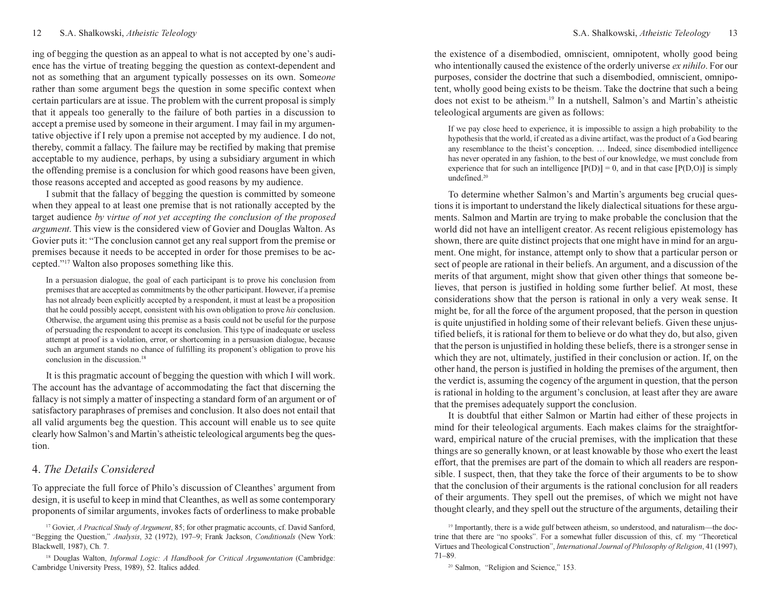ing of begging the question as an appeal to what is not accepted by one's audience has the virtue of treating begging the question as context-dependent and not as something that an argument typically possesses on its own. Some*one* rather than some argument begs the question in some specific context when certain particulars are at issue. The problem with the current proposal is simply that it appeals too generally to the failure of both parties in a discussion to accept a premise used by someone in their argument. I may fail in my argumentative objective if I rely upon a premise not accepted by my audience. I do not, thereby, commit a fallacy. The failure may be rectified by making that premise acceptable to my audience, perhaps, by using a subsidiary argument in which the offending premise is a conclusion for which good reasons have been given, those reasons accepted and accepted as good reasons by my audience.

I submit that the fallacy of begging the question is committed by someone when they appeal to at least one premise that is not rationally accepted by the target audience *by virtue of not yet accepting the conclusion of the proposed argument*. This view is the considered view of Govier and Douglas Walton. As Govier puts it: "The conclusion cannot get any real support from the premise or premises because it needs to be accepted in order for those premises to be accepted."[17] Walton also proposes something like this.

> In a persuasion dialogue, the goal of each participant is to prove his conclusion from premises that are accepted as commitments by the other participant. However, if a premise has not already been explicitly accepted by a respondent, it must at least be a proposition that he could possibly accept, consistent with his own obligation to prove *his* conclusion. Otherwise, the argument using this premise as a basis could not be useful for the purpose of persuading the respondent to accept its conclusion. This type of inadequate or useless attempt at proof is a violation, error, or shortcoming in a persuasion dialogue, because such an argument stands no chance of fulfilling its proponent's obligation to prove his conclusion in the discussion.[18]

It is this pragmatic account of begging the question with which I will work. The account has the advantage of accommodating the fact that discerning the fallacy is not simply a matter of inspecting a standard form of an argument or of satisfactory paraphrases of premises and conclusion. It also does not entail that all valid arguments beg the question. This account will enable us to see quite clearly how Salmon's and Martin's atheistic teleological arguments beg the question.

## 4. *The Details Considered*

To appreciate the full force of Philo's discussion of Cleanthes' argument from design, it is useful to keep in mind that Cleanthes, as well as some contemporary proponents of similar arguments, invokes facts of orderliness to make probable the existence of a disembodied, omniscient, omnipotent, wholly good being who intentionally caused the existence of the orderly universe *ex nihilo*. For our purposes, consider the doctrine that such a disembodied, omniscient, omnipotent, wholly good being exists to be theism. Take the doctrine that such a being does not exist to be atheism.[19] In a nutshell, Salmon's and Martin's atheistic teleological arguments are given as follows:

> If we pay close heed to experience, it is impossible to assign a high probability to the hypothesis that the world, if created as a divine artifact, was the product of a God bearing any resemblance to the theist's conception. … Indeed, since disembodied intelligence has never operated in any fashion, to the best of our knowledge, we must conclude from experience that for such an intelligence [P(D)] = 0, and in that case [P(D,O)] is simply undefined.[20]

To determine whether Salmon's and Martin's arguments beg crucial questions it is important to understand the likely dialectical situations for these arguments. Salmon and Martin are trying to make probable the conclusion that the world did not have an intelligent creator. As recent religious epistemology has shown, there are quite distinct projects that one might have in mind for an argument. One might, for instance, attempt only to show that a particular person or sect of people are rational in their beliefs. An argument, and a discussion of the merits of that argument, might show that given other things that someone believes, that person is justified in holding some further belief. At most, these considerations show that the person is rational in only a very weak sense. It might be, for all the force of the argument proposed, that the person in question is quite unjustified in holding some of their relevant beliefs. Given these unjustified beliefs, it is rational for them to believe or do what they do, but also, given that the person is unjustified in holding these beliefs, there is a stronger sense in which they are not, ultimately, justified in their conclusion or action. If, on the other hand, the person is justified in holding the premises of the argument, then the verdict is, assuming the cogency of the argument in question, that the person is rational in holding to the argument's conclusion, at least after they are aware that the premises adequately support the conclusion.

It is doubtful that either Salmon or Martin had either of these projects in mind for their teleological arguments. Each makes claims for the straightforward, empirical nature of the crucial premises, with the implication that these things are so generally known, or at least knowable by those who exert the least effort, that the premises are part of the domain to which all readers are responsible. I suspect, then, that they take the force of their arguments to be to show that the conclusion of their arguments is the rational conclusion for all readers of their arguments. They spell out the premises, of which we might not have thought clearly, and they spell out the structure of the arguments, detailing their

---

[17] Govier, *A Practical Study of Argument*, 85; for other pragmatic accounts, cf. David Sanford, "Begging the Question," *Analysis*, 32 (1972), 197–9; Frank Jackson, *Conditionals* (New York: Blackwell, 1987), Ch. 7.

[18] Douglas Walton, *Informal Logic: A Handbook for Critical Argumentation* (Cambridge: Cambridge University Press, 1989), 52. Italics added.

[19] Importantly, there is a wide gulf between atheism, so understood, and naturalism—the doctrine that there are "no spooks". For a somewhat fuller discussion of this, cf. my "Theoretical Virtues and Theological Construction", *International Journal of Philosophy of Religion*, 41 (1997), 71–89.

[20] Salmon, "Religion and Science," 153.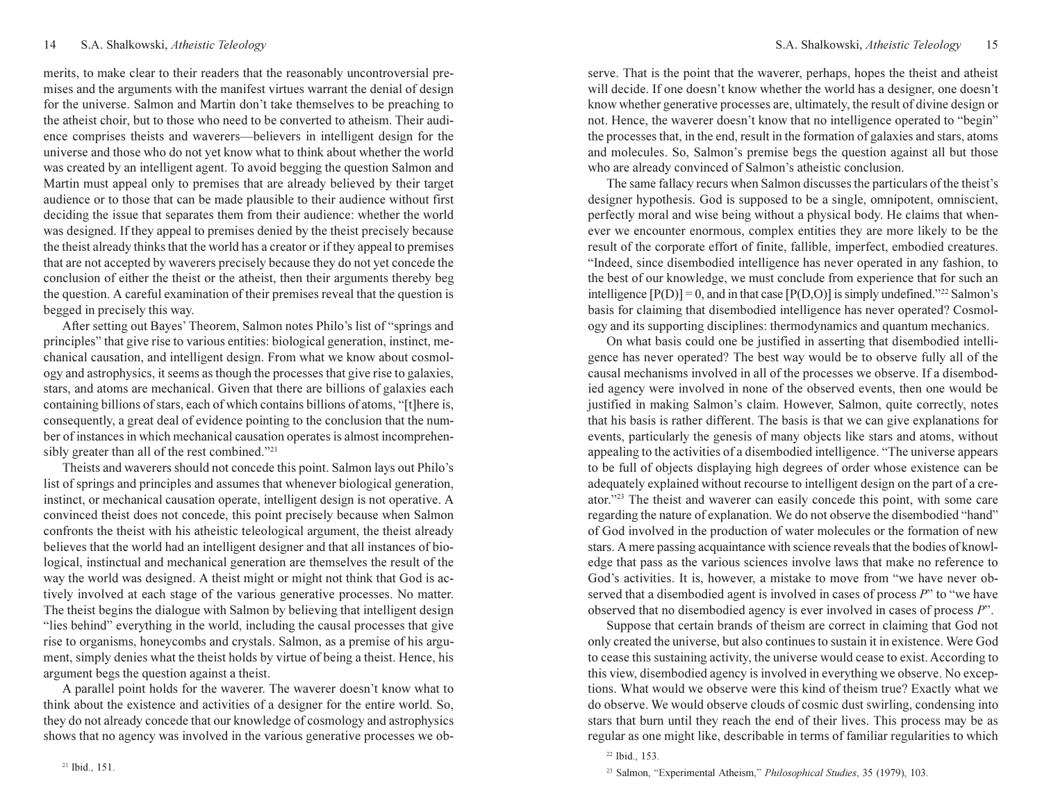merits, to make clear to their readers that the reasonably uncontroversial premises and the arguments with the manifest virtues warrant the denial of design for the universe. Salmon and Martin don't take themselves to be preaching to the atheist choir, but to those who need to be converted to atheism. Their audience comprises theists and waverers—believers in intelligent design for the universe and those who do not yet know what to think about whether the world was created by an intelligent agent. To avoid begging the question Salmon and Martin must appeal only to premises that are already believed by their target audience or to those that can be made plausible to their audience without first deciding the issue that separates them from their audience: whether the world was designed. If they appeal to premises denied by the theist precisely because the theist already thinks that the world has a creator or if they appeal to premises that are not accepted by waverers precisely because they do not yet concede the conclusion of either the theist or the atheist, then their arguments thereby beg the question. A careful examination of their premises reveal that the question is begged in precisely this way.

After setting out Bayes' Theorem, Salmon notes Philo's list of "springs and principles" that give rise to various entities: biological generation, instinct, mechanical causation, and intelligent design. From what we know about cosmology and astrophysics, it seems as though the processes that give rise to galaxies, stars, and atoms are mechanical. Given that there are billions of galaxies each containing billions of stars, each of which contains billions of atoms, "[t]here is, consequently, a great deal of evidence pointing to the conclusion that the number of instances in which mechanical causation operates is almost incomprehensibly greater than all of the rest combined."[21]

Theists and waverers should not concede this point. Salmon lays out Philo's list of springs and principles and assumes that whenever biological generation, instinct, or mechanical causation operate, intelligent design is not operative. A convinced theist does not concede, this point precisely because when Salmon confronts the theist with his atheistic teleological argument, the theist already believes that the world had an intelligent designer and that all instances of biological, instinctual and mechanical generation are themselves the result of the way the world was designed. A theist might or might not think that God is actively involved at each stage of the various generative processes. No matter. The theist begins the dialogue with Salmon by believing that intelligent design "lies behind" everything in the world, including the causal processes that give rise to organisms, honeycombs and crystals. Salmon, as a premise of his argument, simply denies what the theist holds by virtue of being a theist. Hence, his argument begs the question against a theist.

A parallel point holds for the waverer. The waverer doesn't know what to think about the existence and activities of a designer for the entire world. So, they do not already concede that our knowledge of cosmology and astrophysics shows that no agency was involved in the various generative processes we observe. That is the point that the waverer, perhaps, hopes the theist and atheist will decide. If one doesn't know whether the world has a designer, one doesn't know whether generative processes are, ultimately, the result of divine design or not. Hence, the waverer doesn't know that no intelligence operated to "begin" the processes that, in the end, result in the formation of galaxies and stars, atoms and molecules. So, Salmon's premise begs the question against all but those who are already convinced of Salmon's atheistic conclusion.

The same fallacy recurs when Salmon discusses the particulars of the theist's designer hypothesis. God is supposed to be a single, omnipotent, omniscient, perfectly moral and wise being without a physical body. He claims that whenever we encounter enormous, complex entities they are more likely to be the result of the corporate effort of finite, fallible, imperfect, embodied creatures. "Indeed, since disembodied intelligence has never operated in any fashion, to the best of our knowledge, we must conclude from experience that for such an intelligence $[P(D)] = 0$, and in that case $[P(D,O)]$ is simply undefined."[22] Salmon's basis for claiming that disembodied intelligence has never operated? Cosmology and its supporting disciplines: thermodynamics and quantum mechanics.

On what basis could one be justified in asserting that disembodied intelligence has never operated? The best way would be to observe fully all of the causal mechanisms involved in all of the processes we observe. If a disembodied agency were involved in none of the observed events, then one would be justified in making Salmon's claim. However, Salmon, quite correctly, notes that his basis is rather different. The basis is that we can give explanations for events, particularly the genesis of many objects like stars and atoms, without appealing to the activities of a disembodied intelligence. "The universe appears to be full of objects displaying high degrees of order whose existence can be adequately explained without recourse to intelligent design on the part of a creator."[23] The theist and waverer can easily concede this point, with some care regarding the nature of explanation. We do not observe the disembodied "hand" of God involved in the production of water molecules or the formation of new stars. A mere passing acquaintance with science reveals that the bodies of knowledge that pass as the various sciences involve laws that make no reference to God's activities. It is, however, a mistake to move from "we have never observed that a disembodied agent is involved in cases of process *P*" to "we have observed that no disembodied agency is ever involved in cases of process *P*".

Suppose that certain brands of theism are correct in claiming that God not only created the universe, but also continues to sustain it in existence. Were God to cease this sustaining activity, the universe would cease to exist. According to this view, disembodied agency is involved in everything we observe. No exceptions. What would we observe were this kind of theism true? Exactly what we do observe. We would observe clouds of cosmic dust swirling, condensing into stars that burn until they reach the end of their lives. This process may be as regular as one might like, describable in terms of familiar regularities to which

[21] Ibid., 151.

[22] Ibid., 153.

[23] Salmon, "Experimental Atheism," *Philosophical Studies*, 35 (1979), 103.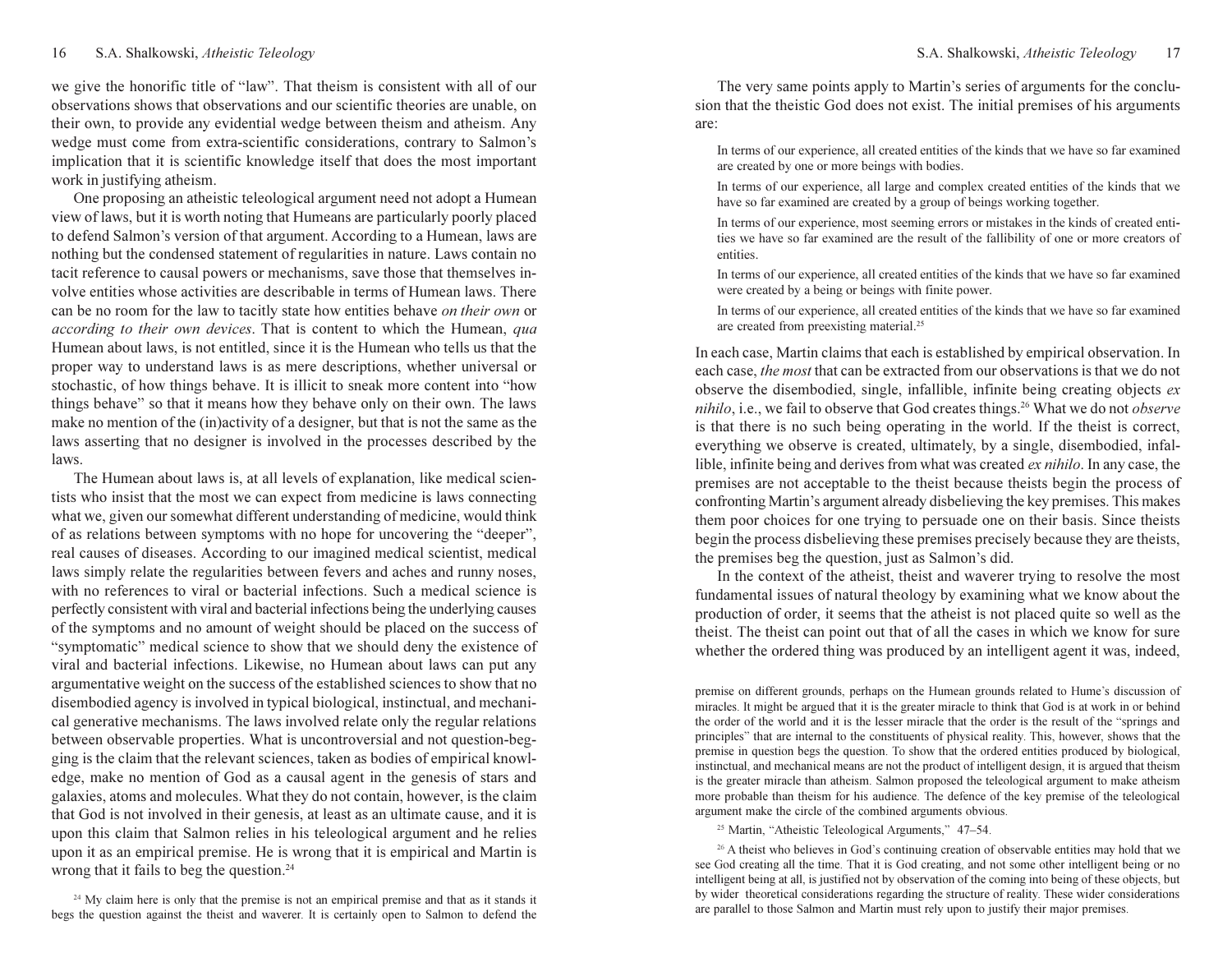we give the honorific title of "law". That theism is consistent with all of our observations shows that observations and our scientific theories are unable, on their own, to provide any evidential wedge between theism and atheism. Any wedge must come from extra-scientific considerations, contrary to Salmon's implication that it is scientific knowledge itself that does the most important work in justifying atheism.

One proposing an atheistic teleological argument need not adopt a Humean view of laws, but it is worth noting that Humeans are particularly poorly placed to defend Salmon's version of that argument. According to a Humean, laws are nothing but the condensed statement of regularities in nature. Laws contain no tacit reference to causal powers or mechanisms, save those that themselves involve entities whose activities are describable in terms of Humean laws. There can be no room for the law to tacitly state how entities behave *on their own* or *according to their own devices*. That is content to which the Humean, *qua* Humean about laws, is not entitled, since it is the Humean who tells us that the proper way to understand laws is as mere descriptions, whether universal or stochastic, of how things behave. It is illicit to sneak more content into "how things behave" so that it means how they behave only on their own. The laws make no mention of the (in)activity of a designer, but that is not the same as the laws asserting that no designer is involved in the processes described by the laws.

The Humean about laws is, at all levels of explanation, like medical scientists who insist that the most we can expect from medicine is laws connecting what we, given our somewhat different understanding of medicine, would think of as relations between symptoms with no hope for uncovering the "deeper", real causes of diseases. According to our imagined medical scientist, medical laws simply relate the regularities between fevers and aches and runny noses, with no references to viral or bacterial infections. Such a medical science is perfectly consistent with viral and bacterial infections being the underlying causes of the symptoms and no amount of weight should be placed on the success of "symptomatic" medical science to show that we should deny the existence of viral and bacterial infections. Likewise, no Humean about laws can put any argumentative weight on the success of the established sciences to show that no disembodied agency is involved in typical biological, instinctual, and mechanical generative mechanisms. The laws involved relate only the regular relations between observable properties. What is uncontroversial and not question-begging is the claim that the relevant sciences, taken as bodies of empirical knowledge, make no mention of God as a causal agent in the genesis of stars and galaxies, atoms and molecules. What they do not contain, however, is the claim that God is not involved in their genesis, at least as an ultimate cause, and it is upon this claim that Salmon relies in his teleological argument and he relies upon it as an empirical premise. He is wrong that it is empirical and Martin is wrong that it fails to beg the question.[24]

The very same points apply to Martin's series of arguments for the conclusion that the theistic God does not exist. The initial premises of his arguments are:

> In terms of our experience, all created entities of the kinds that we have so far examined are created by one or more beings with bodies.
>
> In terms of our experience, all large and complex created entities of the kinds that we have so far examined are created by a group of beings working together.
>
> In terms of our experience, most seeming errors or mistakes in the kinds of created entities we have so far examined are the result of the fallibility of one or more creators of entities.
>
> In terms of our experience, all created entities of the kinds that we have so far examined were created by a being or beings with finite power.
>
> In terms of our experience, all created entities of the kinds that we have so far examined are created from preexisting material.[25]

In each case, Martin claims that each is established by empirical observation. In each case, *the most* that can be extracted from our observations is that we do not observe the disembodied, single, infallible, infinite being creating objects *ex nihilo*, i.e., we fail to observe that God creates things.[26] What we do not *observe* is that there is no such being operating in the world. If the theist is correct, everything we observe is created, ultimately, by a single, disembodied, infallible, infinite being and derives from what was created *ex nihilo*. In any case, the premises are not acceptable to the theist because theists begin the process of confronting Martin's argument already disbelieving the key premises. This makes them poor choices for one trying to persuade one on their basis. Since theists begin the process disbelieving these premises precisely because they are theists, the premises beg the question, just as Salmon's did.

In the context of the atheist, theist and waverer trying to resolve the most fundamental issues of natural theology by examining what we know about the production of order, it seems that the atheist is not placed quite so well as the theist. The theist can point out that of all the cases in which we know for sure whether the ordered thing was produced by an intelligent agent it was, indeed,

---

[24] My claim here is only that the premise is not an empirical premise and that as it stands it begs the question against the theist and waverer. It is certainly open to Salmon to defend the premise on different grounds, perhaps on the Humean grounds related to Hume's discussion of miracles. It might be argued that it is the greater miracle to think that God is at work in or behind the order of the world and it is the lesser miracle that the order is the result of the "springs and principles" that are internal to the constituents of physical reality. This, however, shows that the premise in question begs the question. To show that the ordered entities produced by biological, instinctual, and mechanical means are not the product of intelligent design, it is argued that theism is the greater miracle than atheism. Salmon proposed the teleological argument to make atheism more probable than theism for his audience. The defence of the key premise of the teleological argument make the circle of the combined arguments obvious.

[25] Martin, "Atheistic Teleological Arguments," 47–54.

[26] A theist who believes in God's continuing creation of observable entities may hold that we see God creating all the time. That it is God creating, and not some other intelligent being or no intelligent being at all, is justified not by observation of the coming into being of these objects, but by wider theoretical considerations regarding the structure of reality. These wider considerations are parallel to those Salmon and Martin must rely upon to justify their major premises.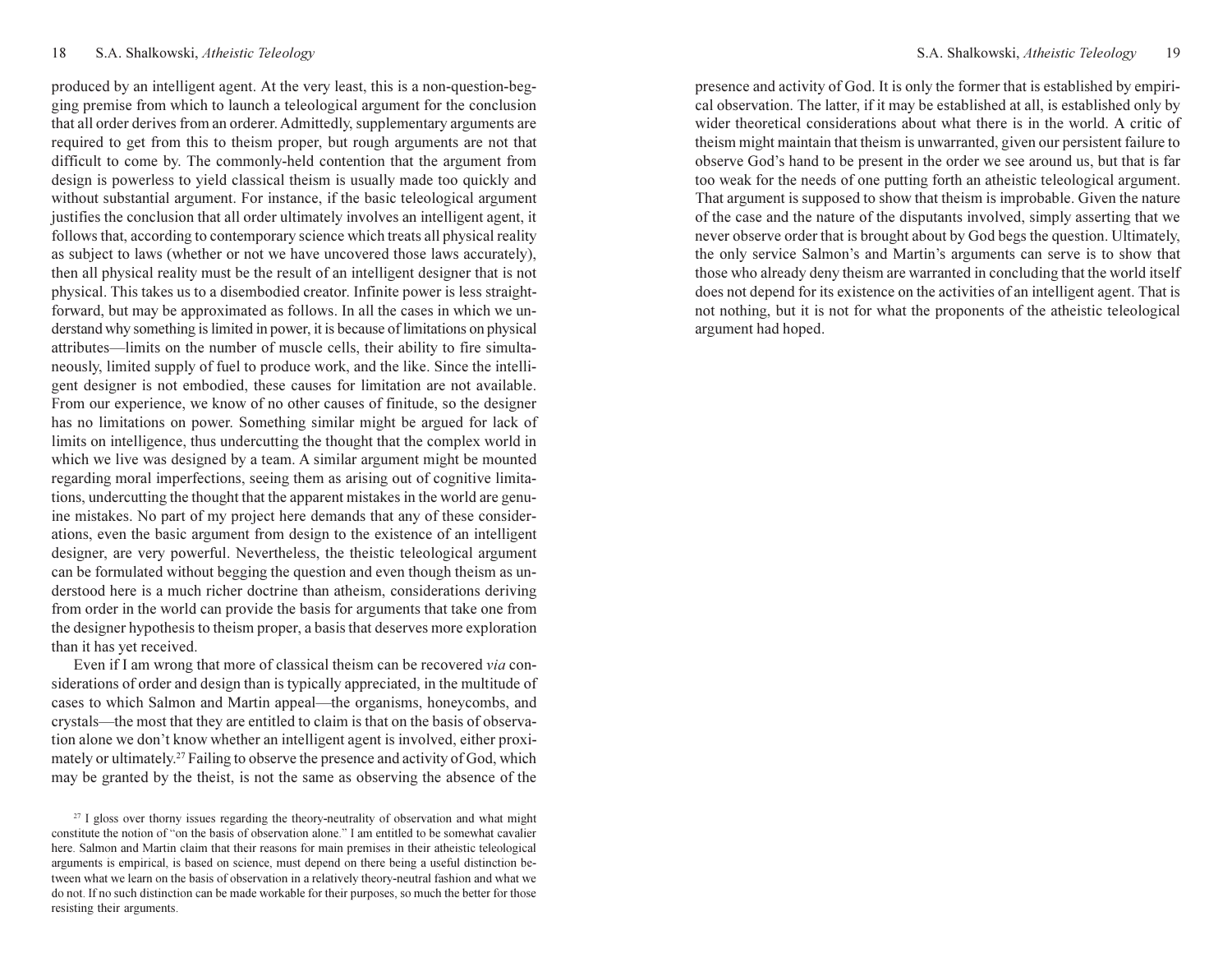produced by an intelligent agent. At the very least, this is a non-question-begging premise from which to launch a teleological argument for the conclusion that all order derives from an orderer. Admittedly, supplementary arguments are required to get from this to theism proper, but rough arguments are not that difficult to come by. The commonly-held contention that the argument from design is powerless to yield classical theism is usually made too quickly and without substantial argument. For instance, if the basic teleological argument justifies the conclusion that all order ultimately involves an intelligent agent, it follows that, according to contemporary science which treats all physical reality as subject to laws (whether or not we have uncovered those laws accurately), then all physical reality must be the result of an intelligent designer that is not physical. This takes us to a disembodied creator. Infinite power is less straightforward, but may be approximated as follows. In all the cases in which we understand why something is limited in power, it is because of limitations on physical attributes—limits on the number of muscle cells, their ability to fire simultaneously, limited supply of fuel to produce work, and the like. Since the intelligent designer is not embodied, these causes for limitation are not available. From our experience, we know of no other causes of finitude, so the designer has no limitations on power. Something similar might be argued for lack of limits on intelligence, thus undercutting the thought that the complex world in which we live was designed by a team. A similar argument might be mounted regarding moral imperfections, seeing them as arising out of cognitive limitations, undercutting the thought that the apparent mistakes in the world are genuine mistakes. No part of my project here demands that any of these considerations, even the basic argument from design to the existence of an intelligent designer, are very powerful. Nevertheless, the theistic teleological argument can be formulated without begging the question and even though theism as understood here is a much richer doctrine than atheism, considerations deriving from order in the world can provide the basis for arguments that take one from the designer hypothesis to theism proper, a basis that deserves more exploration than it has yet received.

Even if I am wrong that more of classical theism can be recovered *via* considerations of order and design than is typically appreciated, in the multitude of cases to which Salmon and Martin appeal—the organisms, honeycombs, and crystals—the most that they are entitled to claim is that on the basis of observation alone we don't know whether an intelligent agent is involved, either proximately or ultimately.[27] Failing to observe the presence and activity of God, which may be granted by the theist, is not the same as observing the absence of the presence and activity of God. It is only the former that is established by empirical observation. The latter, if it may be established at all, is established only by wider theoretical considerations about what there is in the world. A critic of theism might maintain that theism is unwarranted, given our persistent failure to observe God's hand to be present in the order we see around us, but that is far too weak for the needs of one putting forth an atheistic teleological argument. That argument is supposed to show that theism is improbable. Given the nature of the case and the nature of the disputants involved, simply asserting that we never observe order that is brought about by God begs the question. Ultimately, the only service Salmon's and Martin's arguments can serve is to show that those who already deny theism are warranted in concluding that the world itself does not depend for its existence on the activities of an intelligent agent. That is not nothing, but it is not for what the proponents of the atheistic teleological argument had hoped.

[27] I gloss over thorny issues regarding the theory-neutrality of observation and what might constitute the notion of "on the basis of observation alone." I am entitled to be somewhat cavalier here. Salmon and Martin claim that their reasons for main premises in their atheistic teleological arguments is empirical, is based on science, must depend on there being a useful distinction between what we learn on the basis of observation in a relatively theory-neutral fashion and what we do not. If no such distinction can be made workable for their purposes, so much the better for those resisting their arguments.